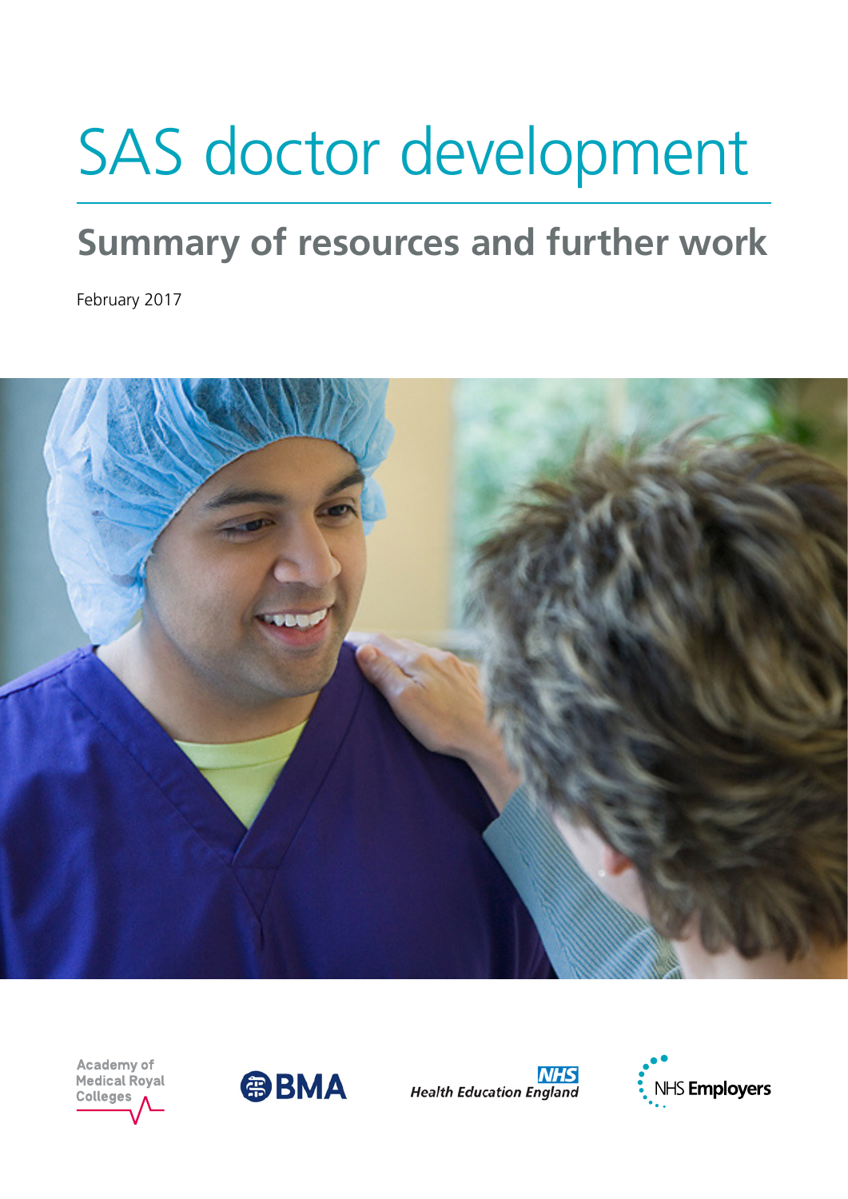# SAS doctor development

## Summary of resources and further work

February 2017

Academy of Medical Royal Colleges

BMA

NHS Health Education England

NHS Employers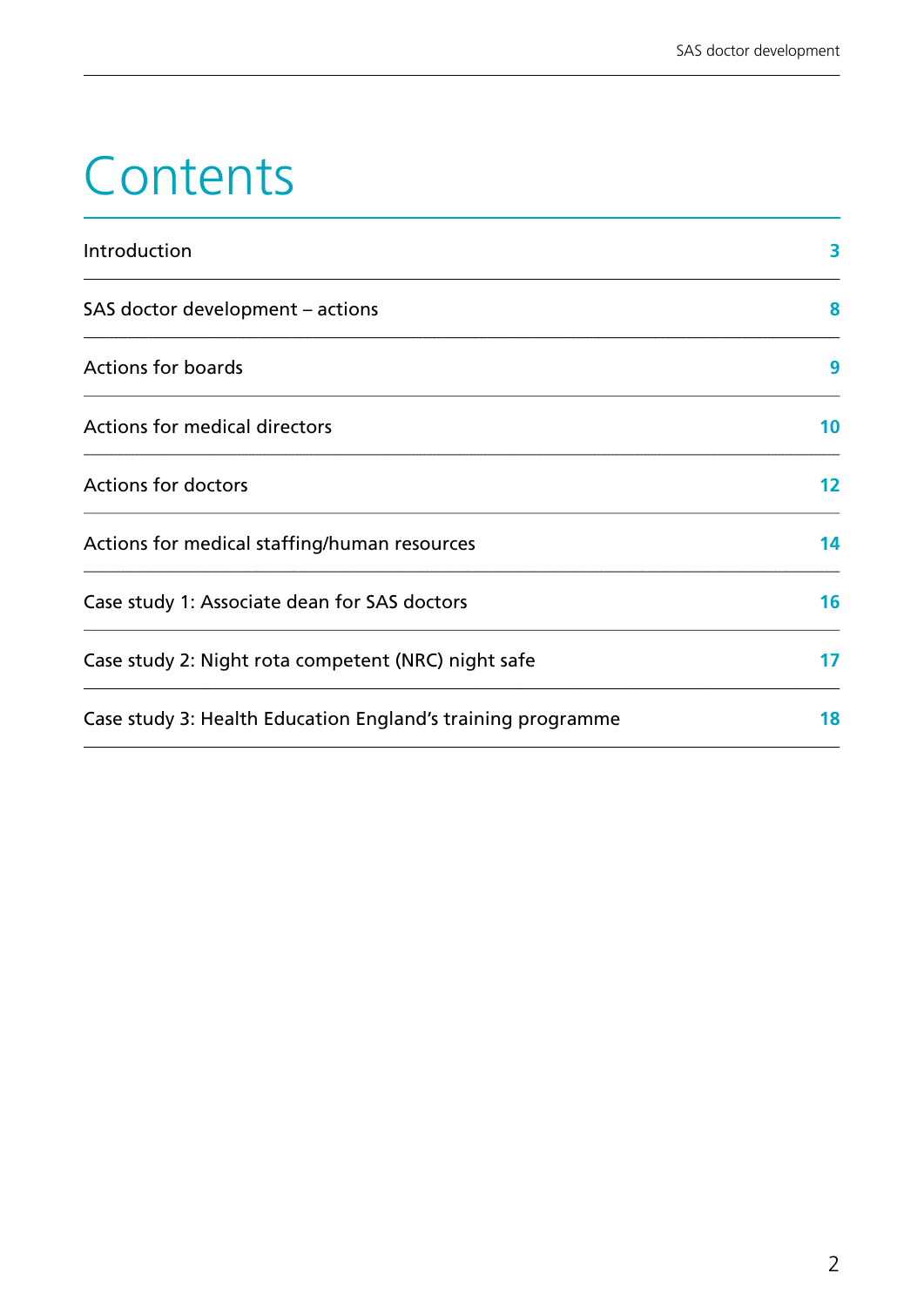# Contents

| | |
|---|---|
| Introduction | 3 |
| SAS doctor development – actions | 8 |
| Actions for boards | 9 |
| Actions for medical directors | 10 |
| Actions for doctors | 12 |
| Actions for medical staffing/human resources | 14 |
| Case study 1: Associate dean for SAS doctors | 16 |
| Case study 2: Night rota competent (NRC) night safe | 17 |
| Case study 3: Health Education England's training programme | 18 |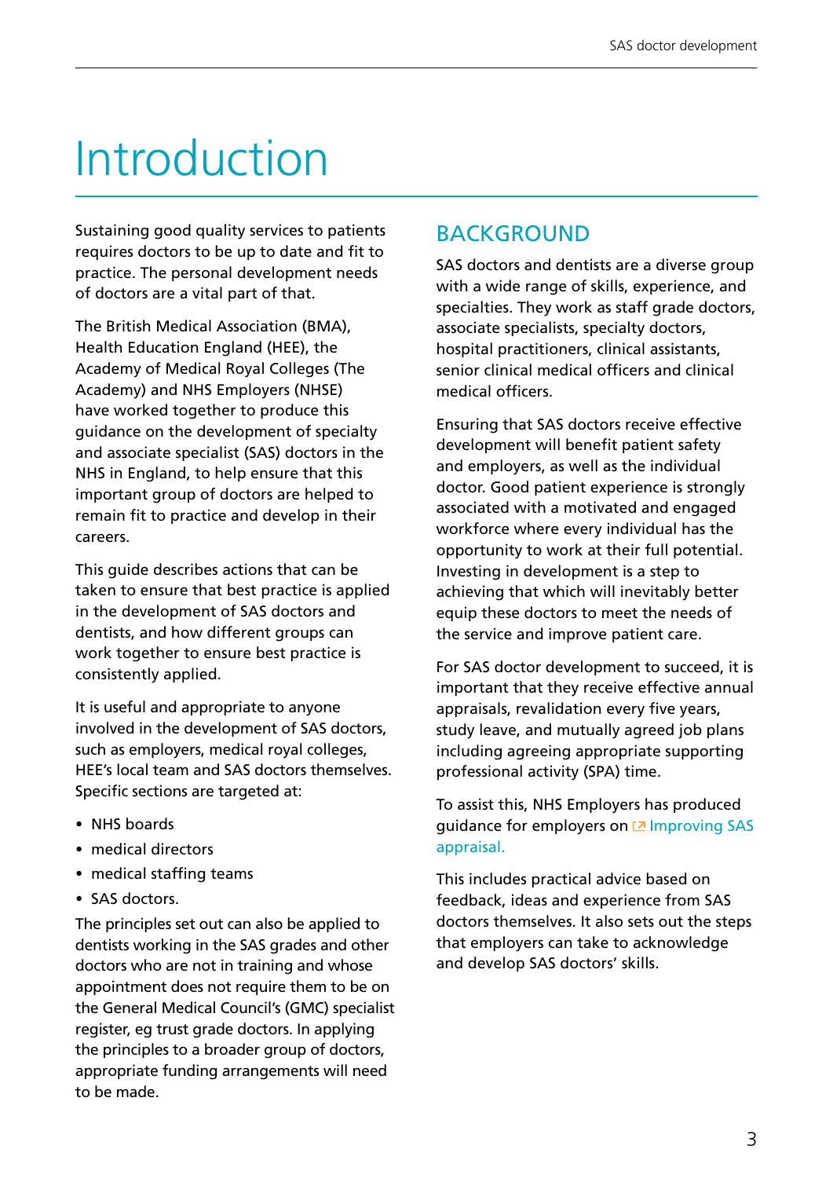# Introduction

Sustaining good quality services to patients requires doctors to be up to date and fit to practice. The personal development needs of doctors are a vital part of that.

The British Medical Association (BMA), Health Education England (HEE), the Academy of Medical Royal Colleges (The Academy) and NHS Employers (NHSE) have worked together to produce this guidance on the development of specialty and associate specialist (SAS) doctors in the NHS in England, to help ensure that this important group of doctors are helped to remain fit to practice and develop in their careers.

This guide describes actions that can be taken to ensure that best practice is applied in the development of SAS doctors and dentists, and how different groups can work together to ensure best practice is consistently applied.

It is useful and appropriate to anyone involved in the development of SAS doctors, such as employers, medical royal colleges, HEE's local team and SAS doctors themselves. Specific sections are targeted at:

- NHS boards
- medical directors
- medical staffing teams
- SAS doctors.

The principles set out can also be applied to dentists working in the SAS grades and other doctors who are not in training and whose appointment does not require them to be on the General Medical Council's (GMC) specialist register, eg trust grade doctors. In applying the principles to a broader group of doctors, appropriate funding arrangements will need to be made.

## BACKGROUND

SAS doctors and dentists are a diverse group with a wide range of skills, experience, and specialties. They work as staff grade doctors, associate specialists, specialty doctors, hospital practitioners, clinical assistants, senior clinical medical officers and clinical medical officers.

Ensuring that SAS doctors receive effective development will benefit patient safety and employers, as well as the individual doctor. Good patient experience is strongly associated with a motivated and engaged workforce where every individual has the opportunity to work at their full potential. Investing in development is a step to achieving that which will inevitably better equip these doctors to meet the needs of the service and improve patient care.

For SAS doctor development to succeed, it is important that they receive effective annual appraisals, revalidation every five years, study leave, and mutually agreed job plans including agreeing appropriate supporting professional activity (SPA) time.

To assist this, NHS Employers has produced guidance for employers on Improving SAS appraisal.

This includes practical advice based on feedback, ideas and experience from SAS doctors themselves. It also sets out the steps that employers can take to acknowledge and develop SAS doctors' skills.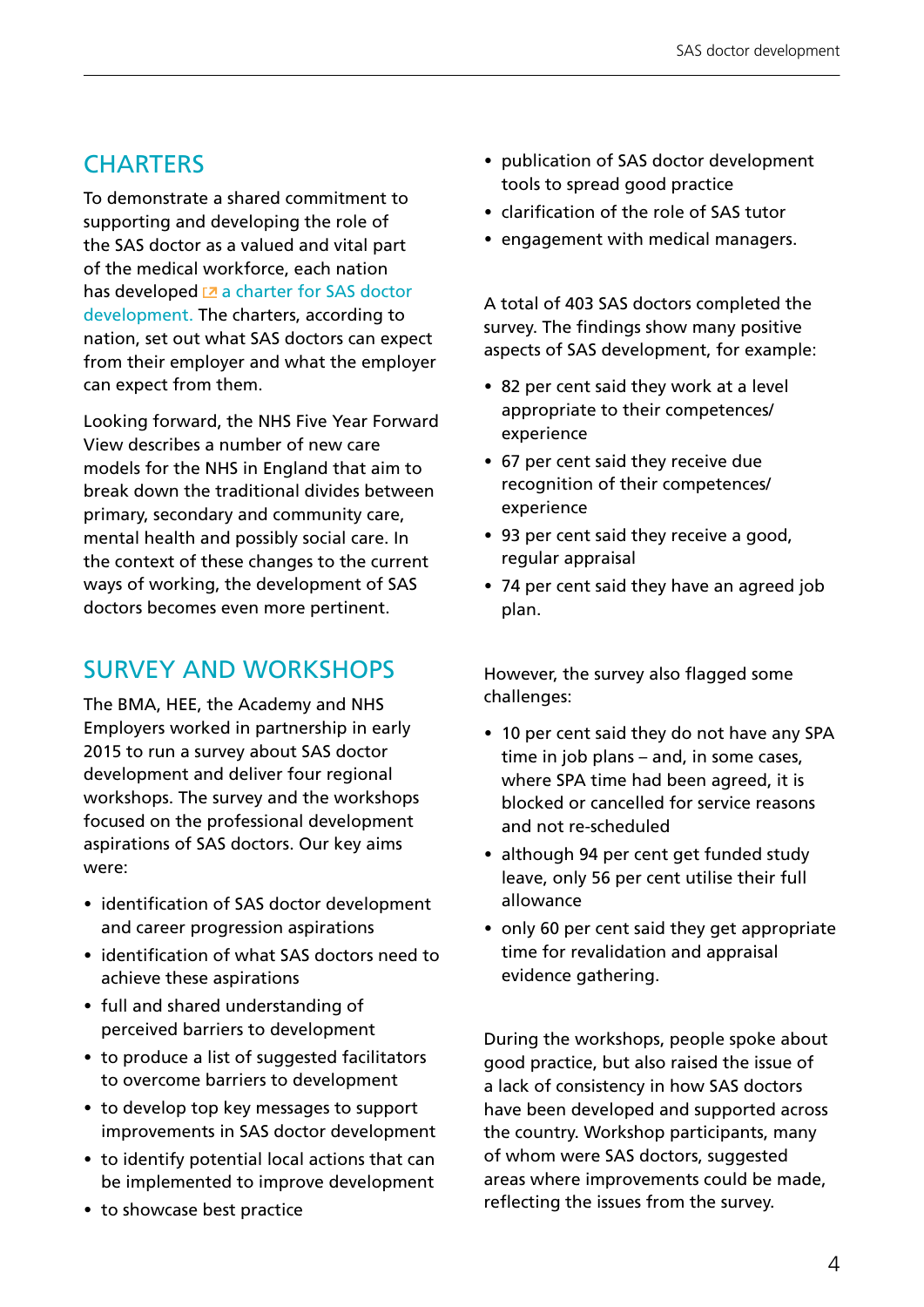## CHARTERS

To demonstrate a shared commitment to supporting and developing the role of the SAS doctor as a valued and vital part of the medical workforce, each nation has developed a charter for SAS doctor development. The charters, according to nation, set out what SAS doctors can expect from their employer and what the employer can expect from them.

Looking forward, the NHS Five Year Forward View describes a number of new care models for the NHS in England that aim to break down the traditional divides between primary, secondary and community care, mental health and possibly social care. In the context of these changes to the current ways of working, the development of SAS doctors becomes even more pertinent.

## SURVEY AND WORKSHOPS

The BMA, HEE, the Academy and NHS Employers worked in partnership in early 2015 to run a survey about SAS doctor development and deliver four regional workshops. The survey and the workshops focused on the professional development aspirations of SAS doctors. Our key aims were:

- identification of SAS doctor development and career progression aspirations
- identification of what SAS doctors need to achieve these aspirations
- full and shared understanding of perceived barriers to development
- to produce a list of suggested facilitators to overcome barriers to development
- to develop top key messages to support improvements in SAS doctor development
- to identify potential local actions that can be implemented to improve development
- to showcase best practice
- publication of SAS doctor development tools to spread good practice
- clarification of the role of SAS tutor
- engagement with medical managers.

A total of 403 SAS doctors completed the survey. The findings show many positive aspects of SAS development, for example:

- 82 per cent said they work at a level appropriate to their competences/ experience
- 67 per cent said they receive due recognition of their competences/ experience
- 93 per cent said they receive a good, regular appraisal
- 74 per cent said they have an agreed job plan.

However, the survey also flagged some challenges:

- 10 per cent said they do not have any SPA time in job plans – and, in some cases, where SPA time had been agreed, it is blocked or cancelled for service reasons and not re-scheduled
- although 94 per cent get funded study leave, only 56 per cent utilise their full allowance
- only 60 per cent said they get appropriate time for revalidation and appraisal evidence gathering.

During the workshops, people spoke about good practice, but also raised the issue of a lack of consistency in how SAS doctors have been developed and supported across the country. Workshop participants, many of whom were SAS doctors, suggested areas where improvements could be made, reflecting the issues from the survey.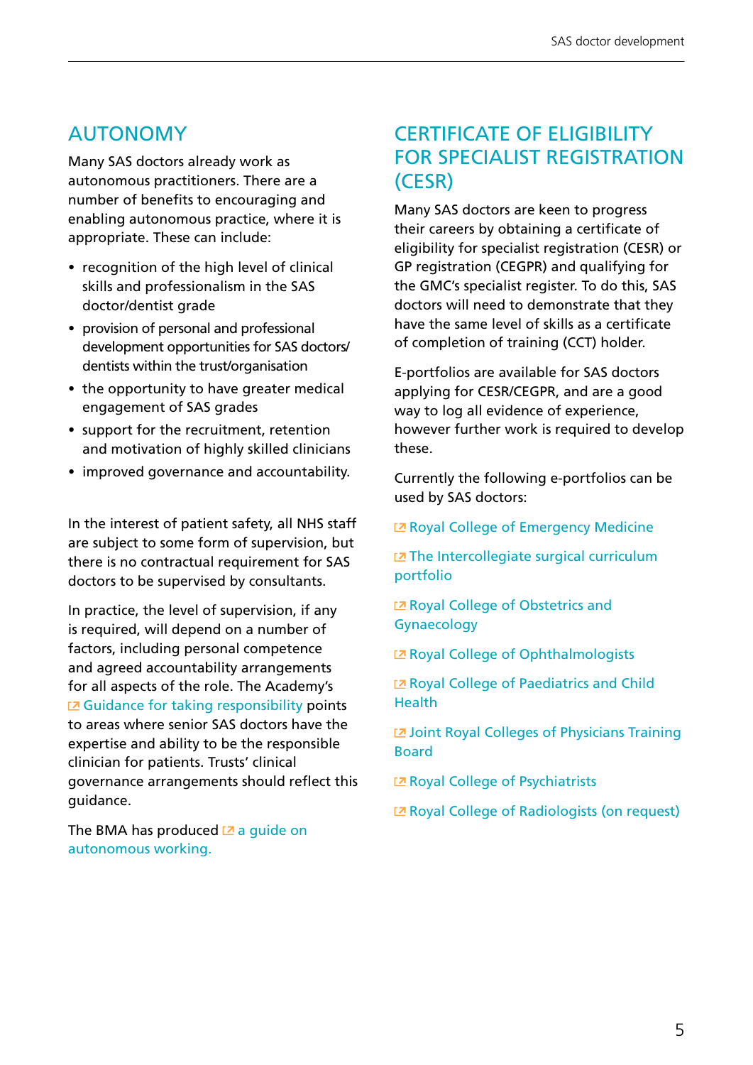## AUTONOMY

Many SAS doctors already work as autonomous practitioners. There are a number of benefits to encouraging and enabling autonomous practice, where it is appropriate. These can include:

- recognition of the high level of clinical skills and professionalism in the SAS doctor/dentist grade
- provision of personal and professional development opportunities for SAS doctors/dentists within the trust/organisation
- the opportunity to have greater medical engagement of SAS grades
- support for the recruitment, retention and motivation of highly skilled clinicians
- improved governance and accountability.

In the interest of patient safety, all NHS staff are subject to some form of supervision, but there is no contractual requirement for SAS doctors to be supervised by consultants.

In practice, the level of supervision, if any is required, will depend on a number of factors, including personal competence and agreed accountability arrangements for all aspects of the role. The Academy's Guidance for taking responsibility points to areas where senior SAS doctors have the expertise and ability to be the responsible clinician for patients. Trusts' clinical governance arrangements should reflect this guidance.

The BMA has produced a guide on autonomous working.

## CERTIFICATE OF ELIGIBILITY FOR SPECIALIST REGISTRATION (CESR)

Many SAS doctors are keen to progress their careers by obtaining a certificate of eligibility for specialist registration (CESR) or GP registration (CEGPR) and qualifying for the GMC's specialist register. To do this, SAS doctors will need to demonstrate that they have the same level of skills as a certificate of completion of training (CCT) holder.

E-portfolios are available for SAS doctors applying for CESR/CEGPR, and are a good way to log all evidence of experience, however further work is required to develop these.

Currently the following e-portfolios can be used by SAS doctors:

Royal College of Emergency Medicine

The Intercollegiate surgical curriculum portfolio

Royal College of Obstetrics and Gynaecology

Royal College of Ophthalmologists

Royal College of Paediatrics and Child Health

Joint Royal Colleges of Physicians Training Board

Royal College of Psychiatrists

Royal College of Radiologists (on request)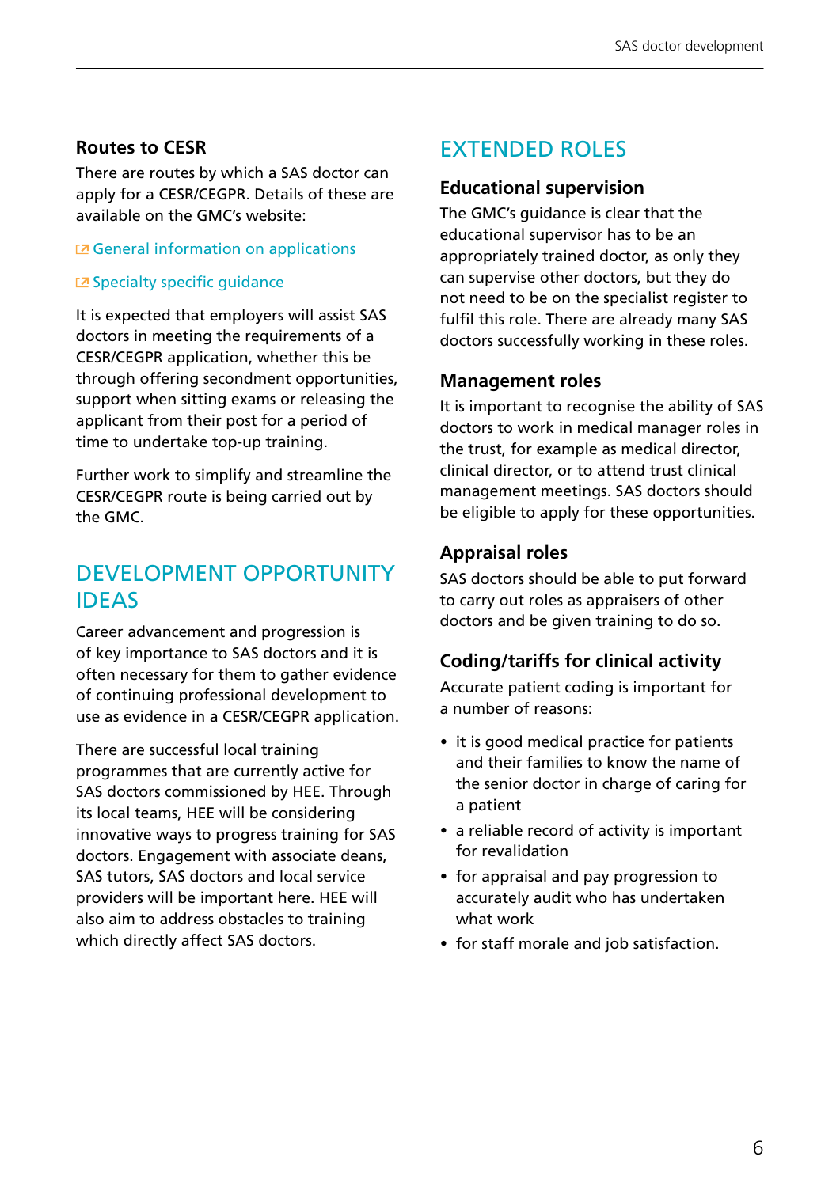### Routes to CESR

There are routes by which a SAS doctor can apply for a CESR/CEGPR. Details of these are available on the GMC's website:

General information on applications

Specialty specific guidance

It is expected that employers will assist SAS doctors in meeting the requirements of a CESR/CEGPR application, whether this be through offering secondment opportunities, support when sitting exams or releasing the applicant from their post for a period of time to undertake top-up training.

Further work to simplify and streamline the CESR/CEGPR route is being carried out by the GMC.

## DEVELOPMENT OPPORTUNITY IDEAS

Career advancement and progression is of key importance to SAS doctors and it is often necessary for them to gather evidence of continuing professional development to use as evidence in a CESR/CEGPR application.

There are successful local training programmes that are currently active for SAS doctors commissioned by HEE. Through its local teams, HEE will be considering innovative ways to progress training for SAS doctors. Engagement with associate deans, SAS tutors, SAS doctors and local service providers will be important here. HEE will also aim to address obstacles to training which directly affect SAS doctors.

## EXTENDED ROLES

### Educational supervision

The GMC's guidance is clear that the educational supervisor has to be an appropriately trained doctor, as only they can supervise other doctors, but they do not need to be on the specialist register to fulfil this role. There are already many SAS doctors successfully working in these roles.

### Management roles

It is important to recognise the ability of SAS doctors to work in medical manager roles in the trust, for example as medical director, clinical director, or to attend trust clinical management meetings. SAS doctors should be eligible to apply for these opportunities.

### Appraisal roles

SAS doctors should be able to put forward to carry out roles as appraisers of other doctors and be given training to do so.

### Coding/tariffs for clinical activity

Accurate patient coding is important for a number of reasons:

- it is good medical practice for patients and their families to know the name of the senior doctor in charge of caring for a patient
- a reliable record of activity is important for revalidation
- for appraisal and pay progression to accurately audit who has undertaken what work
- for staff morale and job satisfaction.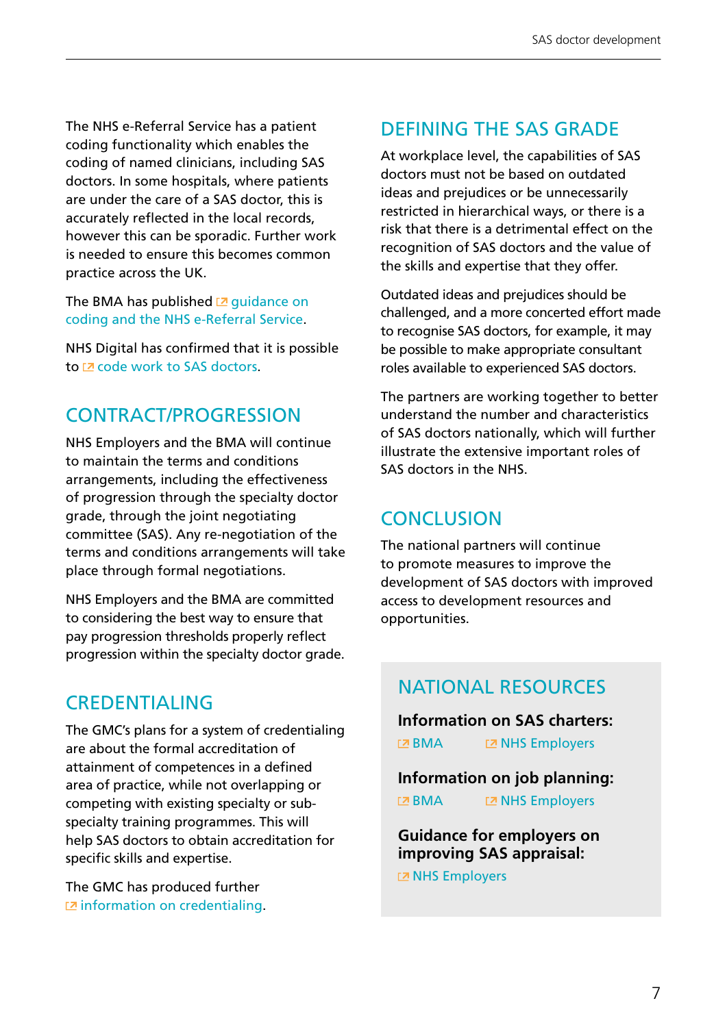The NHS e-Referral Service has a patient coding functionality which enables the coding of named clinicians, including SAS doctors. In some hospitals, where patients are under the care of a SAS doctor, this is accurately reflected in the local records, however this can be sporadic. Further work is needed to ensure this becomes common practice across the UK.

The BMA has published guidance on coding and the NHS e-Referral Service.

NHS Digital has confirmed that it is possible to code work to SAS doctors.

## CONTRACT/PROGRESSION

NHS Employers and the BMA will continue to maintain the terms and conditions arrangements, including the effectiveness of progression through the specialty doctor grade, through the joint negotiating committee (SAS). Any re-negotiation of the terms and conditions arrangements will take place through formal negotiations.

NHS Employers and the BMA are committed to considering the best way to ensure that pay progression thresholds properly reflect progression within the specialty doctor grade.

## CREDENTIALING

The GMC's plans for a system of credentialing are about the formal accreditation of attainment of competences in a defined area of practice, while not overlapping or competing with existing specialty or sub-specialty training programmes. This will help SAS doctors to obtain accreditation for specific skills and expertise.

The GMC has produced further information on credentialing.

## DEFINING THE SAS GRADE

At workplace level, the capabilities of SAS doctors must not be based on outdated ideas and prejudices or be unnecessarily restricted in hierarchical ways, or there is a risk that there is a detrimental effect on the recognition of SAS doctors and the value of the skills and expertise that they offer.

Outdated ideas and prejudices should be challenged, and a more concerted effort made to recognise SAS doctors, for example, it may be possible to make appropriate consultant roles available to experienced SAS doctors.

The partners are working together to better understand the number and characteristics of SAS doctors nationally, which will further illustrate the extensive important roles of SAS doctors in the NHS.

## CONCLUSION

The national partners will continue to promote measures to improve the development of SAS doctors with improved access to development resources and opportunities.

## NATIONAL RESOURCES

**Information on SAS charters:**

BMA NHS Employers

**Information on job planning:**

BMA NHS Employers

**Guidance for employers on improving SAS appraisal:**

NHS Employers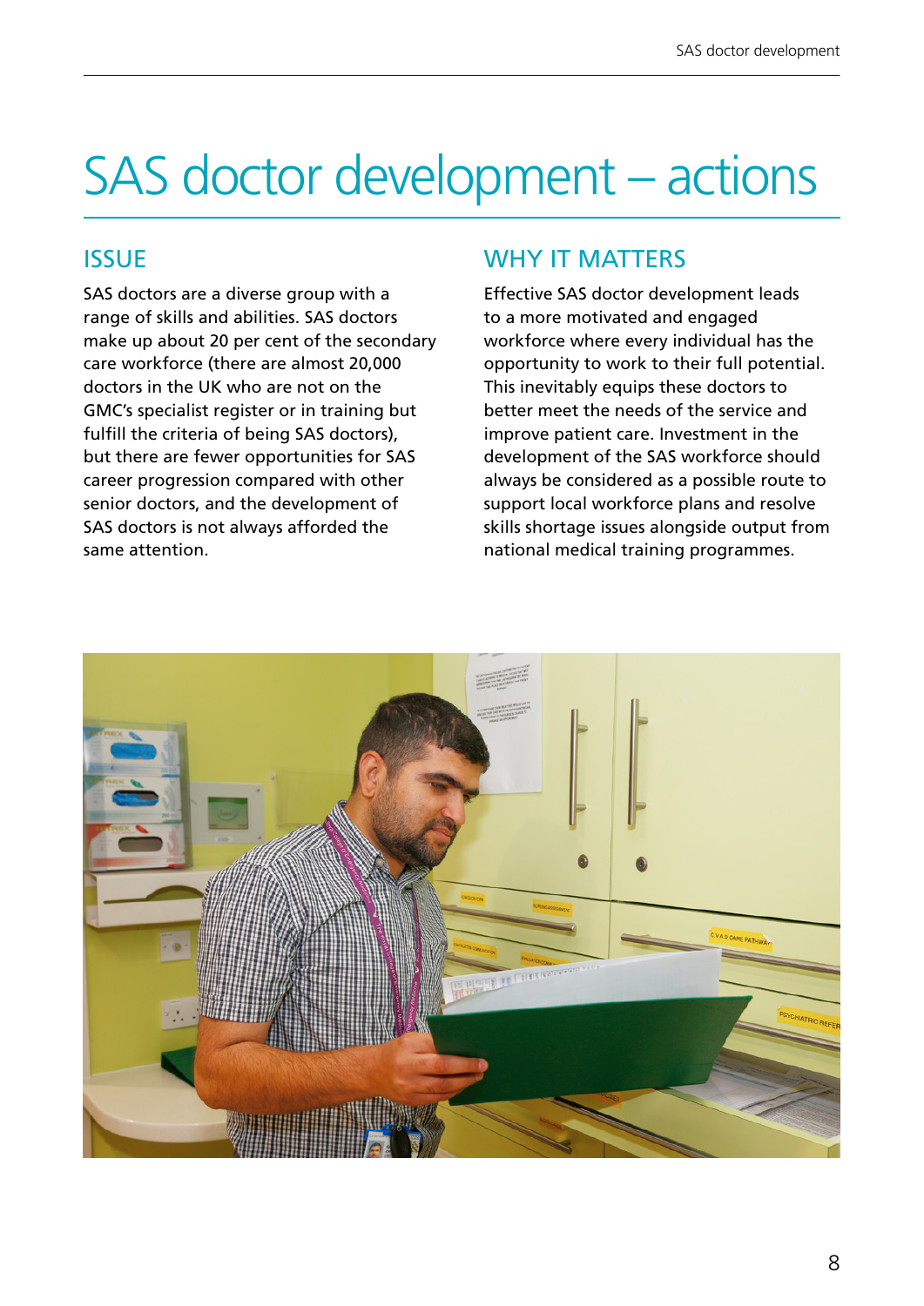# SAS doctor development – actions

## ISSUE

SAS doctors are a diverse group with a range of skills and abilities. SAS doctors make up about 20 per cent of the secondary care workforce (there are almost 20,000 doctors in the UK who are not on the GMC's specialist register or in training but fulfill the criteria of being SAS doctors), but there are fewer opportunities for SAS career progression compared with other senior doctors, and the development of SAS doctors is not always afforded the same attention.

## WHY IT MATTERS

Effective SAS doctor development leads to a more motivated and engaged workforce where every individual has the opportunity to work to their full potential. This inevitably equips these doctors to better meet the needs of the service and improve patient care. Investment in the development of the SAS workforce should always be considered as a possible route to support local workforce plans and resolve skills shortage issues alongside output from national medical training programmes.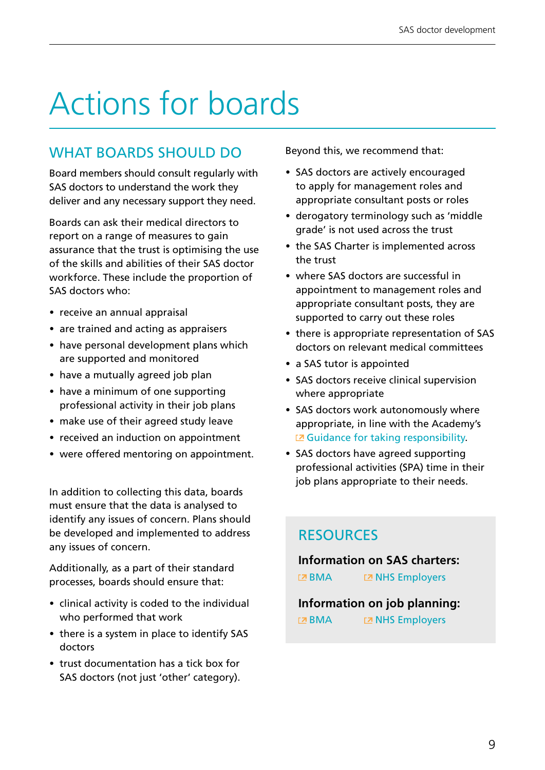# Actions for boards

## WHAT BOARDS SHOULD DO

Board members should consult regularly with SAS doctors to understand the work they deliver and any necessary support they need.

Boards can ask their medical directors to report on a range of measures to gain assurance that the trust is optimising the use of the skills and abilities of their SAS doctor workforce. These include the proportion of SAS doctors who:

- receive an annual appraisal
- are trained and acting as appraisers
- have personal development plans which are supported and monitored
- have a mutually agreed job plan
- have a minimum of one supporting professional activity in their job plans
- make use of their agreed study leave
- received an induction on appointment
- were offered mentoring on appointment.

In addition to collecting this data, boards must ensure that the data is analysed to identify any issues of concern. Plans should be developed and implemented to address any issues of concern.

Additionally, as a part of their standard processes, boards should ensure that:

- clinical activity is coded to the individual who performed that work
- there is a system in place to identify SAS doctors
- trust documentation has a tick box for SAS doctors (not just 'other' category).

Beyond this, we recommend that:

- SAS doctors are actively encouraged to apply for management roles and appropriate consultant posts or roles
- derogatory terminology such as 'middle grade' is not used across the trust
- the SAS Charter is implemented across the trust
- where SAS doctors are successful in appointment to management roles and appropriate consultant posts, they are supported to carry out these roles
- there is appropriate representation of SAS doctors on relevant medical committees
- a SAS tutor is appointed
- SAS doctors receive clinical supervision where appropriate
- SAS doctors work autonomously where appropriate, in line with the Academy's Guidance for taking responsibility.
- SAS doctors have agreed supporting professional activities (SPA) time in their job plans appropriate to their needs.

## RESOURCES

**Information on SAS charters:**

BMA    NHS Employers

**Information on job planning:**

BMA    NHS Employers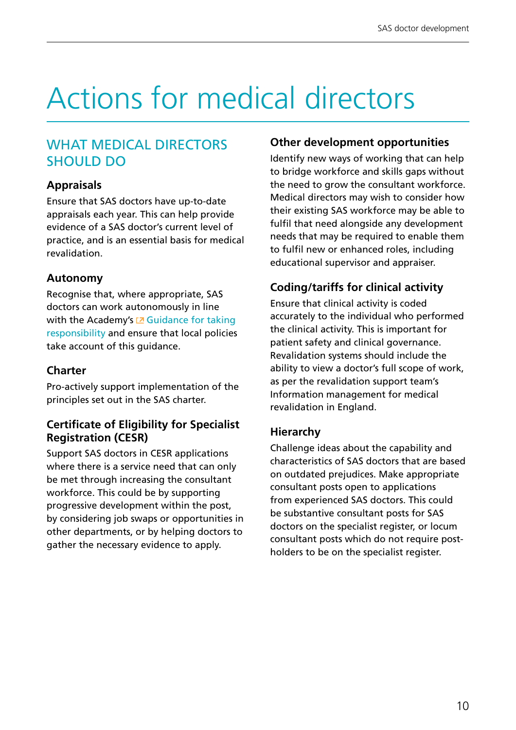# Actions for medical directors

## WHAT MEDICAL DIRECTORS SHOULD DO

### Appraisals

Ensure that SAS doctors have up-to-date appraisals each year. This can help provide evidence of a SAS doctor's current level of practice, and is an essential basis for medical revalidation.

### Autonomy

Recognise that, where appropriate, SAS doctors can work autonomously in line with the Academy's Guidance for taking responsibility and ensure that local policies take account of this guidance.

### Charter

Pro-actively support implementation of the principles set out in the SAS charter.

### Certificate of Eligibility for Specialist Registration (CESR)

Support SAS doctors in CESR applications where there is a service need that can only be met through increasing the consultant workforce. This could be by supporting progressive development within the post, by considering job swaps or opportunities in other departments, or by helping doctors to gather the necessary evidence to apply.

### Other development opportunities

Identify new ways of working that can help to bridge workforce and skills gaps without the need to grow the consultant workforce. Medical directors may wish to consider how their existing SAS workforce may be able to fulfil that need alongside any development needs that may be required to enable them to fulfil new or enhanced roles, including educational supervisor and appraiser.

### Coding/tariffs for clinical activity

Ensure that clinical activity is coded accurately to the individual who performed the clinical activity. This is important for patient safety and clinical governance. Revalidation systems should include the ability to view a doctor's full scope of work, as per the revalidation support team's Information management for medical revalidation in England.

### Hierarchy

Challenge ideas about the capability and characteristics of SAS doctors that are based on outdated prejudices. Make appropriate consultant posts open to applications from experienced SAS doctors. This could be substantive consultant posts for SAS doctors on the specialist register, or locum consultant posts which do not require post-holders to be on the specialist register.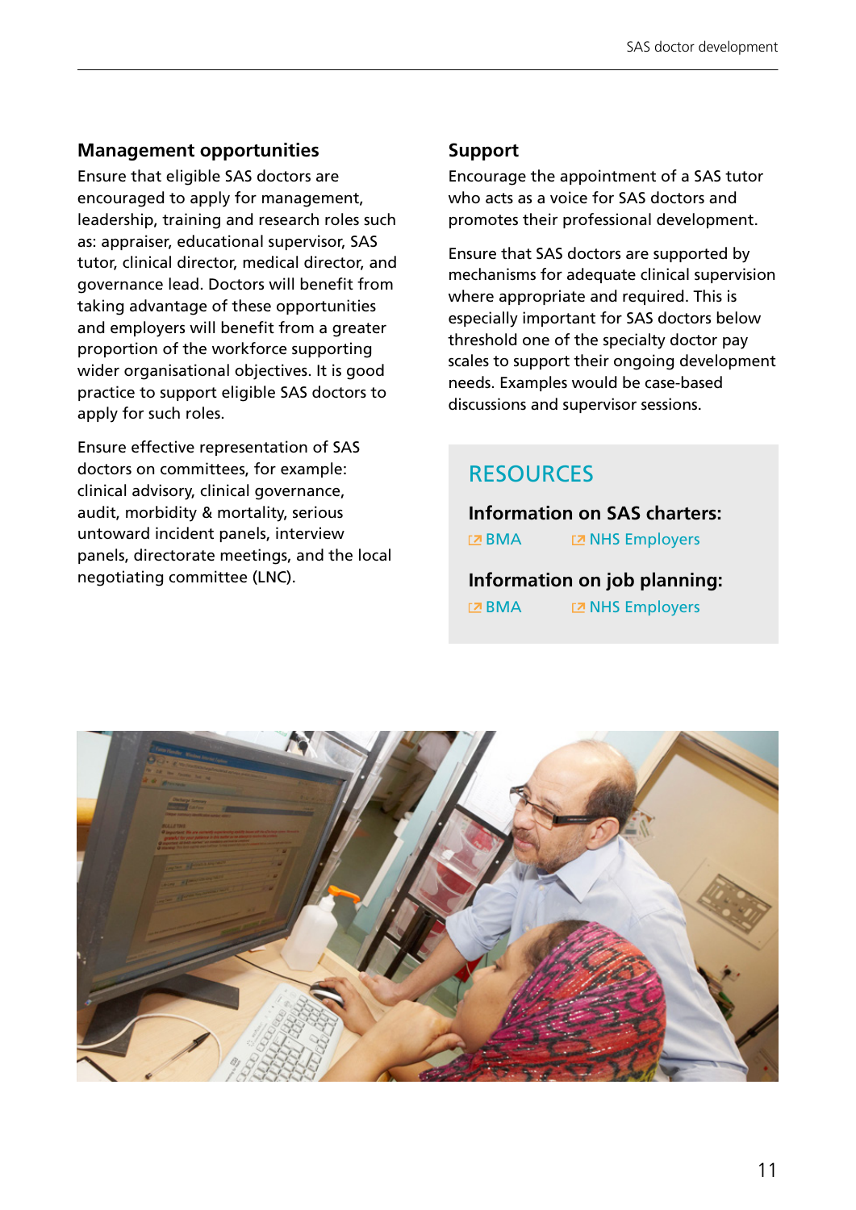## Management opportunities

Ensure that eligible SAS doctors are encouraged to apply for management, leadership, training and research roles such as: appraiser, educational supervisor, SAS tutor, clinical director, medical director, and governance lead. Doctors will benefit from taking advantage of these opportunities and employers will benefit from a greater proportion of the workforce supporting wider organisational objectives. It is good practice to support eligible SAS doctors to apply for such roles.

Ensure effective representation of SAS doctors on committees, for example: clinical advisory, clinical governance, audit, morbidity & mortality, serious untoward incident panels, interview panels, directorate meetings, and the local negotiating committee (LNC).

## Support

Encourage the appointment of a SAS tutor who acts as a voice for SAS doctors and promotes their professional development.

Ensure that SAS doctors are supported by mechanisms for adequate clinical supervision where appropriate and required. This is especially important for SAS doctors below threshold one of the specialty doctor pay scales to support their ongoing development needs. Examples would be case-based discussions and supervisor sessions.

## RESOURCES

**Information on SAS charters:**

BMA NHS Employers

**Information on job planning:**

BMA NHS Employers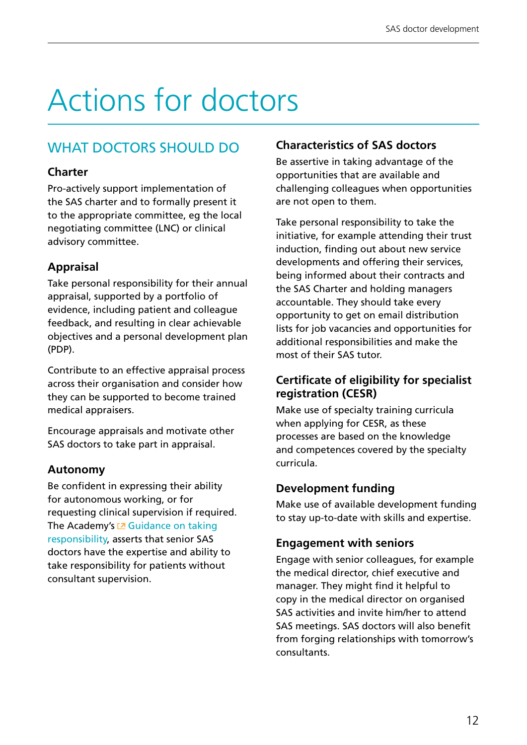# Actions for doctors

## WHAT DOCTORS SHOULD DO

### Charter

Pro-actively support implementation of the SAS charter and to formally present it to the appropriate committee, eg the local negotiating committee (LNC) or clinical advisory committee.

### Appraisal

Take personal responsibility for their annual appraisal, supported by a portfolio of evidence, including patient and colleague feedback, and resulting in clear achievable objectives and a personal development plan (PDP).

Contribute to an effective appraisal process across their organisation and consider how they can be supported to become trained medical appraisers.

Encourage appraisals and motivate other SAS doctors to take part in appraisal.

### Autonomy

Be confident in expressing their ability for autonomous working, or for requesting clinical supervision if required. The Academy's Guidance on taking responsibility, asserts that senior SAS doctors have the expertise and ability to take responsibility for patients without consultant supervision.

### Characteristics of SAS doctors

Be assertive in taking advantage of the opportunities that are available and challenging colleagues when opportunities are not open to them.

Take personal responsibility to take the initiative, for example attending their trust induction, finding out about new service developments and offering their services, being informed about their contracts and the SAS Charter and holding managers accountable. They should take every opportunity to get on email distribution lists for job vacancies and opportunities for additional responsibilities and make the most of their SAS tutor.

### Certificate of eligibility for specialist registration (CESR)

Make use of specialty training curricula when applying for CESR, as these processes are based on the knowledge and competences covered by the specialty curricula.

### Development funding

Make use of available development funding to stay up-to-date with skills and expertise.

### Engagement with seniors

Engage with senior colleagues, for example the medical director, chief executive and manager. They might find it helpful to copy in the medical director on organised SAS activities and invite him/her to attend SAS meetings. SAS doctors will also benefit from forging relationships with tomorrow's consultants.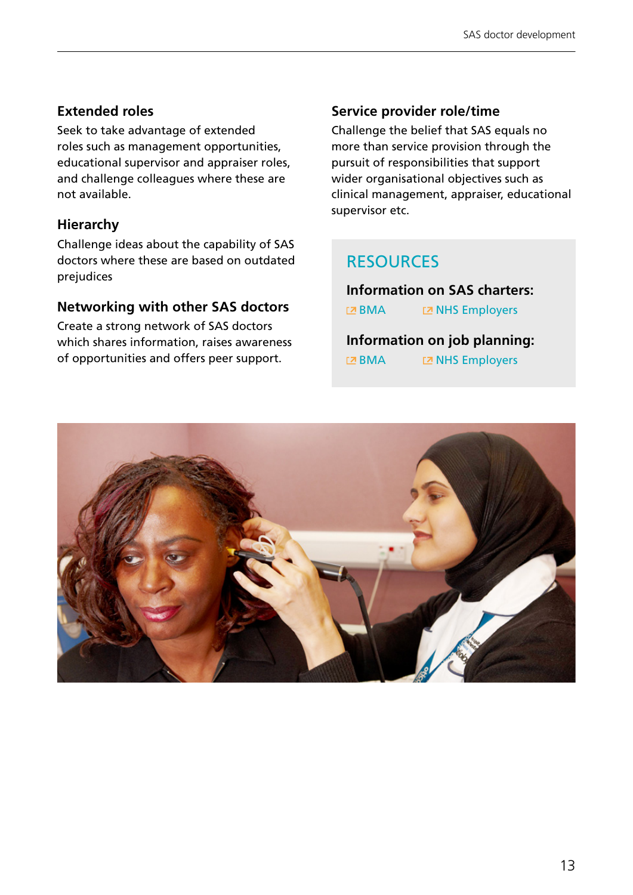### Extended roles

Seek to take advantage of extended roles such as management opportunities, educational supervisor and appraiser roles, and challenge colleagues where these are not available.

### Hierarchy

Challenge ideas about the capability of SAS doctors where these are based on outdated prejudices

### Networking with other SAS doctors

Create a strong network of SAS doctors which shares information, raises awareness of opportunities and offers peer support.

### Service provider role/time

Challenge the belief that SAS equals no more than service provision through the pursuit of responsibilities that support wider organisational objectives such as clinical management, appraiser, educational supervisor etc.

## RESOURCES

**Information on SAS charters:**

BMA    NHS Employers

**Information on job planning:**

BMA    NHS Employers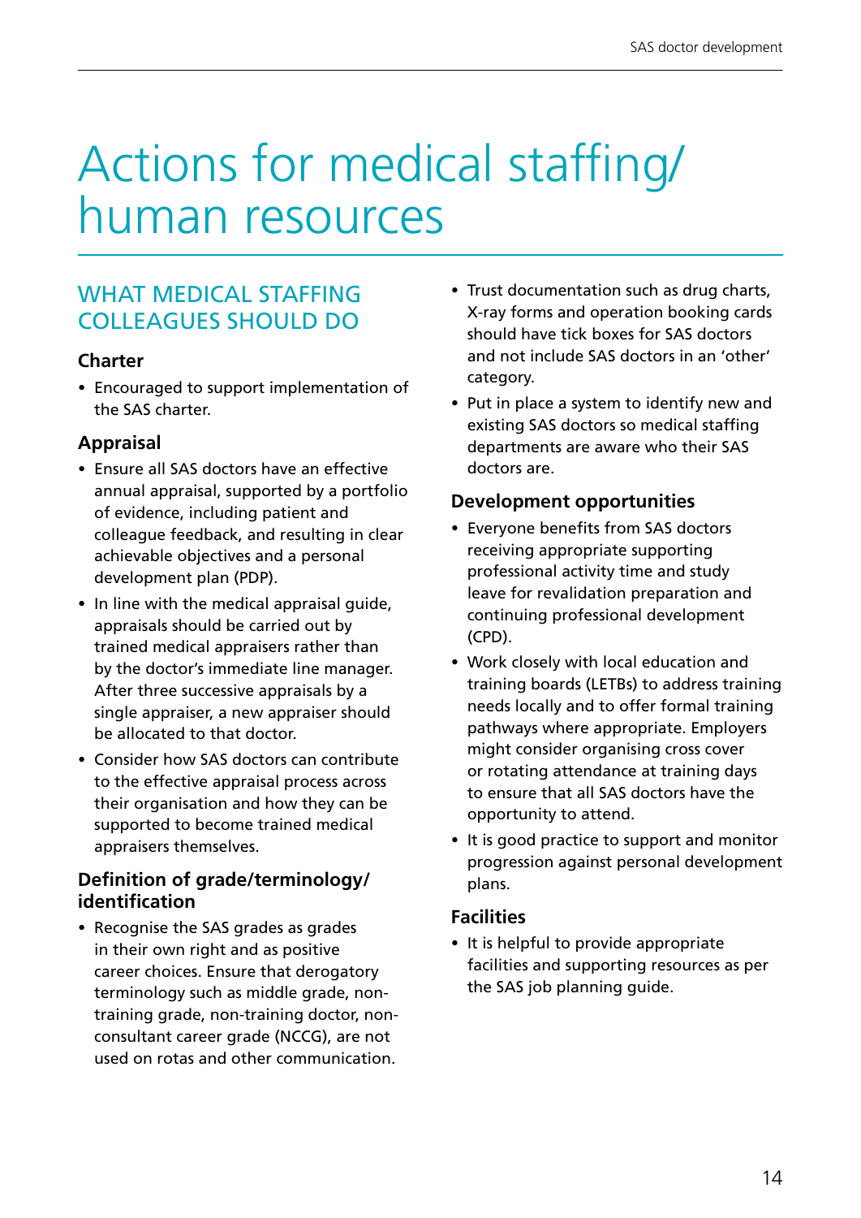# Actions for medical staffing/ human resources

## WHAT MEDICAL STAFFING COLLEAGUES SHOULD DO

### Charter

- Encouraged to support implementation of the SAS charter.

### Appraisal

- Ensure all SAS doctors have an effective annual appraisal, supported by a portfolio of evidence, including patient and colleague feedback, and resulting in clear achievable objectives and a personal development plan (PDP).
- In line with the medical appraisal guide, appraisals should be carried out by trained medical appraisers rather than by the doctor's immediate line manager. After three successive appraisals by a single appraiser, a new appraiser should be allocated to that doctor.
- Consider how SAS doctors can contribute to the effective appraisal process across their organisation and how they can be supported to become trained medical appraisers themselves.

### Definition of grade/terminology/ identification

- Recognise the SAS grades as grades in their own right and as positive career choices. Ensure that derogatory terminology such as middle grade, non-training grade, non-training doctor, non-consultant career grade (NCCG), are not used on rotas and other communication.
- Trust documentation such as drug charts, X-ray forms and operation booking cards should have tick boxes for SAS doctors and not include SAS doctors in an 'other' category.
- Put in place a system to identify new and existing SAS doctors so medical staffing departments are aware who their SAS doctors are.

### Development opportunities

- Everyone benefits from SAS doctors receiving appropriate supporting professional activity time and study leave for revalidation preparation and continuing professional development (CPD).
- Work closely with local education and training boards (LETBs) to address training needs locally and to offer formal training pathways where appropriate. Employers might consider organising cross cover or rotating attendance at training days to ensure that all SAS doctors have the opportunity to attend.
- It is good practice to support and monitor progression against personal development plans.

### Facilities

- It is helpful to provide appropriate facilities and supporting resources as per the SAS job planning guide.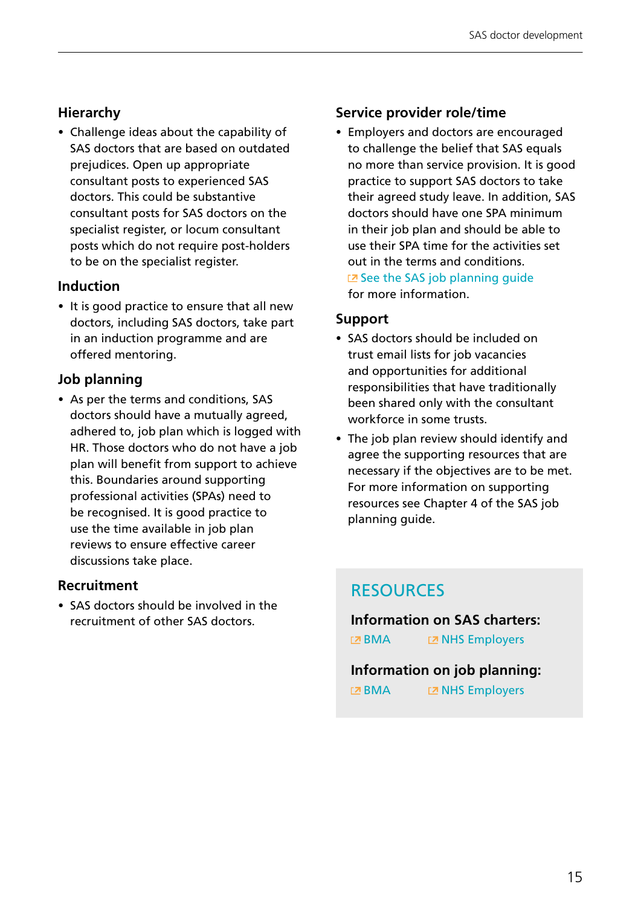## Hierarchy

- Challenge ideas about the capability of SAS doctors that are based on outdated prejudices. Open up appropriate consultant posts to experienced SAS doctors. This could be substantive consultant posts for SAS doctors on the specialist register, or locum consultant posts which do not require post-holders to be on the specialist register.

## Induction

- It is good practice to ensure that all new doctors, including SAS doctors, take part in an induction programme and are offered mentoring.

## Job planning

- As per the terms and conditions, SAS doctors should have a mutually agreed, adhered to, job plan which is logged with HR. Those doctors who do not have a job plan will benefit from support to achieve this. Boundaries around supporting professional activities (SPAs) need to be recognised. It is good practice to use the time available in job plan reviews to ensure effective career discussions take place.

## Recruitment

- SAS doctors should be involved in the recruitment of other SAS doctors.

## Service provider role/time

- Employers and doctors are encouraged to challenge the belief that SAS equals no more than service provision. It is good practice to support SAS doctors to take their agreed study leave. In addition, SAS doctors should have one SPA minimum in their job plan and should be able to use their SPA time for the activities set out in the terms and conditions. See the SAS job planning guide for more information.

## Support

- SAS doctors should be included on trust email lists for job vacancies and opportunities for additional responsibilities that have traditionally been shared only with the consultant workforce in some trusts.
- The job plan review should identify and agree the supporting resources that are necessary if the objectives are to be met. For more information on supporting resources see Chapter 4 of the SAS job planning guide.

## RESOURCES

**Information on SAS charters:**

BMA    NHS Employers

**Information on job planning:**

BMA    NHS Employers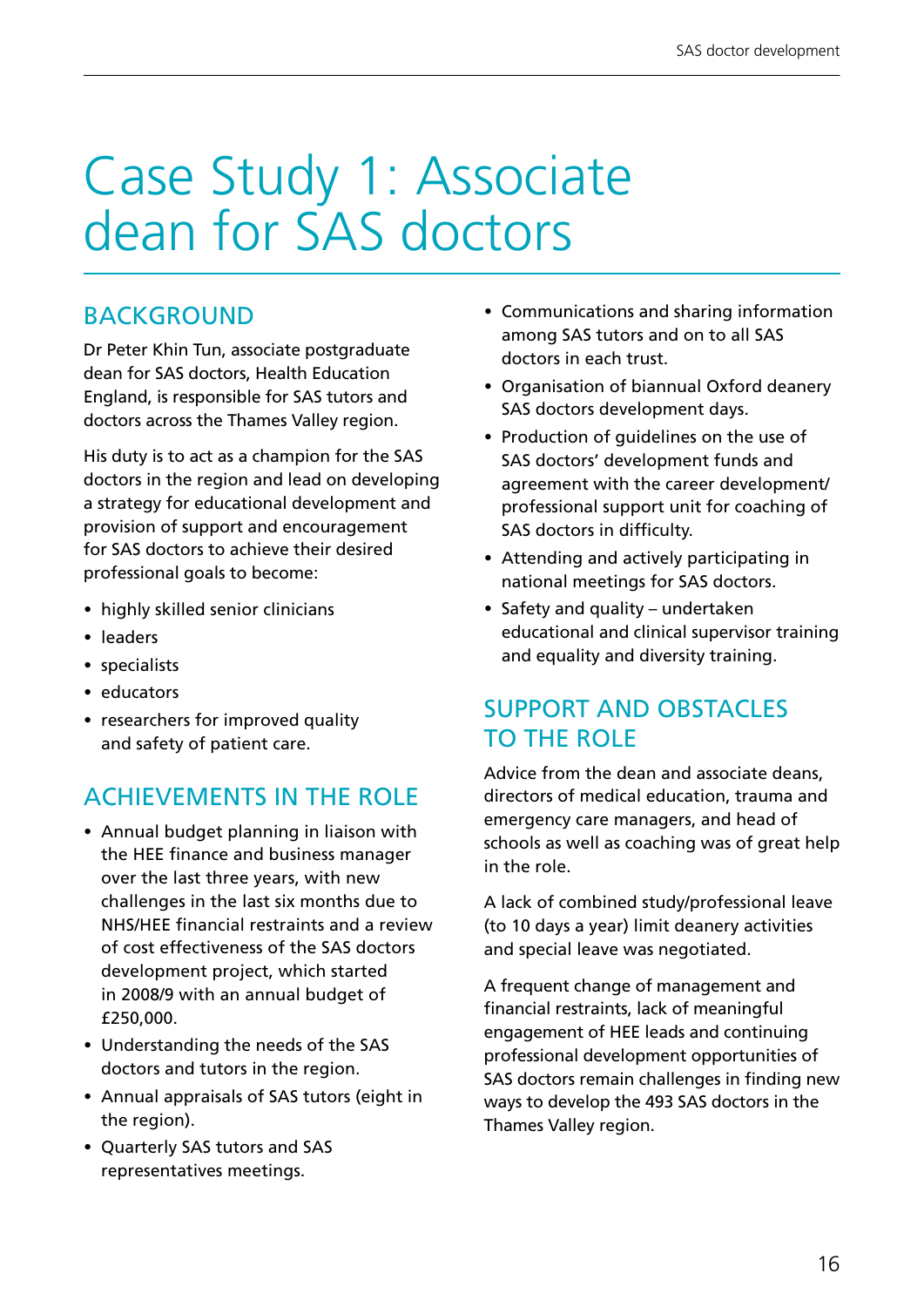# Case Study 1: Associate dean for SAS doctors

## BACKGROUND

Dr Peter Khin Tun, associate postgraduate dean for SAS doctors, Health Education England, is responsible for SAS tutors and doctors across the Thames Valley region.

His duty is to act as a champion for the SAS doctors in the region and lead on developing a strategy for educational development and provision of support and encouragement for SAS doctors to achieve their desired professional goals to become:

- highly skilled senior clinicians
- leaders
- specialists
- educators
- researchers for improved quality and safety of patient care.

## ACHIEVEMENTS IN THE ROLE

- Annual budget planning in liaison with the HEE finance and business manager over the last three years, with new challenges in the last six months due to NHS/HEE financial restraints and a review of cost effectiveness of the SAS doctors development project, which started in 2008/9 with an annual budget of £250,000.
- Understanding the needs of the SAS doctors and tutors in the region.
- Annual appraisals of SAS tutors (eight in the region).
- Quarterly SAS tutors and SAS representatives meetings.
- Communications and sharing information among SAS tutors and on to all SAS doctors in each trust.
- Organisation of biannual Oxford deanery SAS doctors development days.
- Production of guidelines on the use of SAS doctors' development funds and agreement with the career development/professional support unit for coaching of SAS doctors in difficulty.
- Attending and actively participating in national meetings for SAS doctors.
- Safety and quality – undertaken educational and clinical supervisor training and equality and diversity training.

## SUPPORT AND OBSTACLES TO THE ROLE

Advice from the dean and associate deans, directors of medical education, trauma and emergency care managers, and head of schools as well as coaching was of great help in the role.

A lack of combined study/professional leave (to 10 days a year) limit deanery activities and special leave was negotiated.

A frequent change of management and financial restraints, lack of meaningful engagement of HEE leads and continuing professional development opportunities of SAS doctors remain challenges in finding new ways to develop the 493 SAS doctors in the Thames Valley region.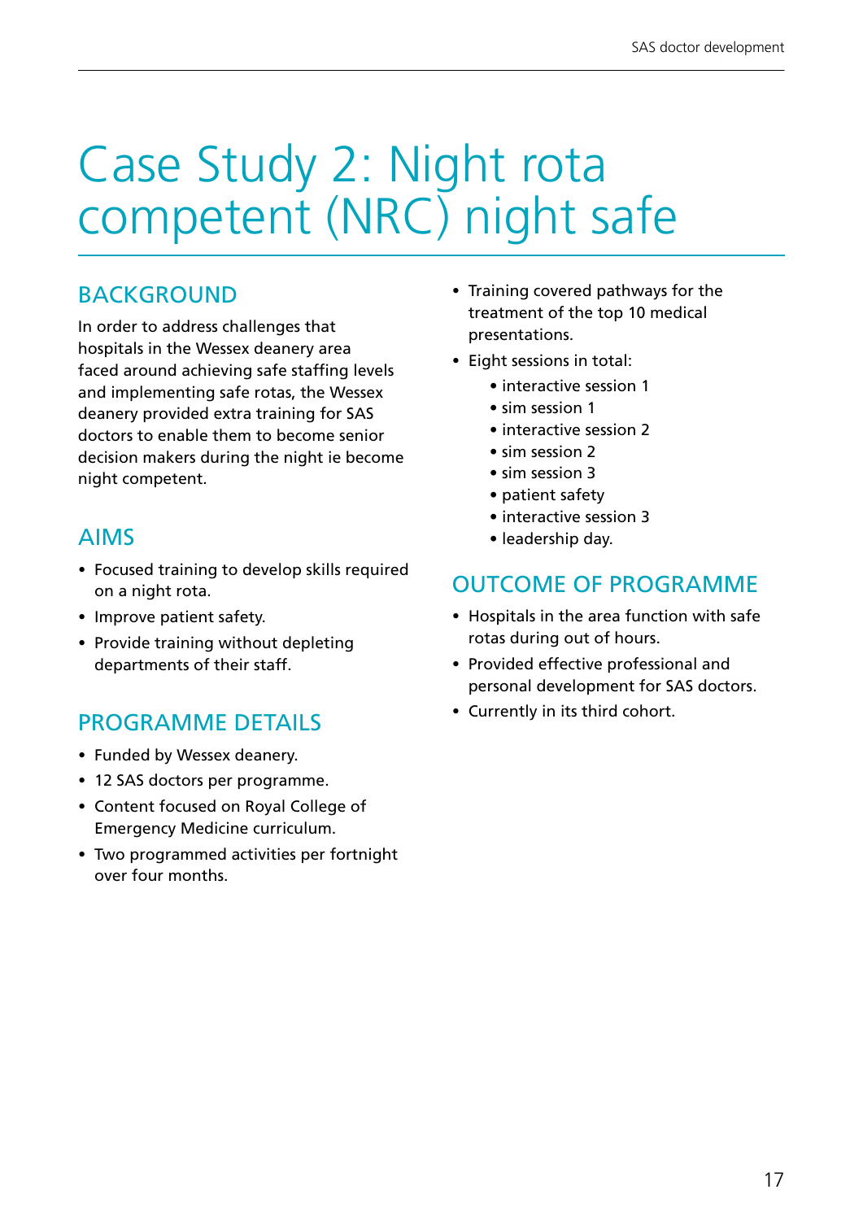# Case Study 2: Night rota competent (NRC) night safe

## BACKGROUND

In order to address challenges that hospitals in the Wessex deanery area faced around achieving safe staffing levels and implementing safe rotas, the Wessex deanery provided extra training for SAS doctors to enable them to become senior decision makers during the night ie become night competent.

## AIMS

- Focused training to develop skills required on a night rota.
- Improve patient safety.
- Provide training without depleting departments of their staff.

## PROGRAMME DETAILS

- Funded by Wessex deanery.
- 12 SAS doctors per programme.
- Content focused on Royal College of Emergency Medicine curriculum.
- Two programmed activities per fortnight over four months.
- Training covered pathways for the treatment of the top 10 medical presentations.
- Eight sessions in total:
  - interactive session 1
  - sim session 1
  - interactive session 2
  - sim session 2
  - sim session 3
  - patient safety
  - interactive session 3
  - leadership day.

## OUTCOME OF PROGRAMME

- Hospitals in the area function with safe rotas during out of hours.
- Provided effective professional and personal development for SAS doctors.
- Currently in its third cohort.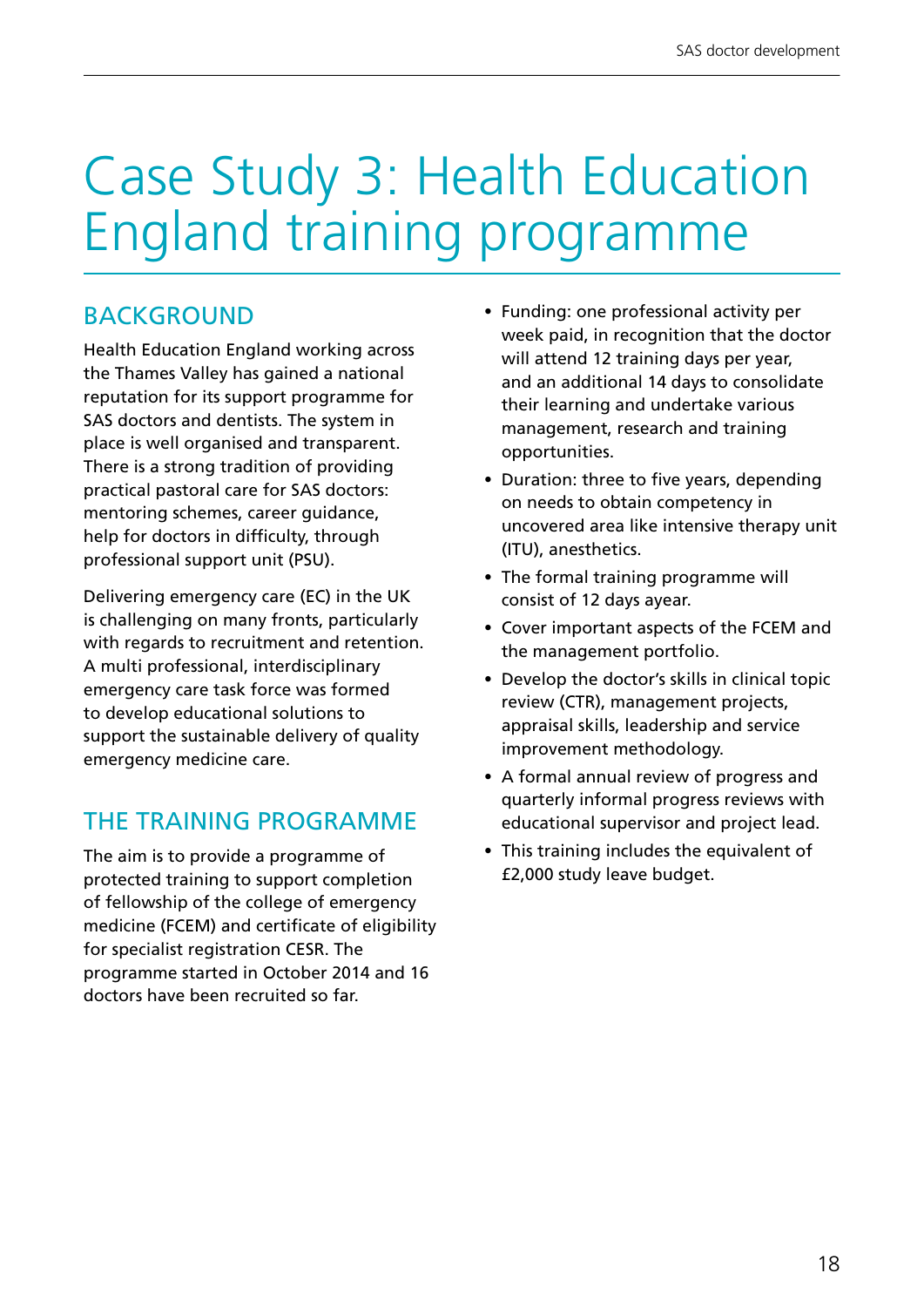# Case Study 3: Health Education England training programme

## BACKGROUND

Health Education England working across the Thames Valley has gained a national reputation for its support programme for SAS doctors and dentists. The system in place is well organised and transparent. There is a strong tradition of providing practical pastoral care for SAS doctors: mentoring schemes, career guidance, help for doctors in difficulty, through professional support unit (PSU).

Delivering emergency care (EC) in the UK is challenging on many fronts, particularly with regards to recruitment and retention. A multi professional, interdisciplinary emergency care task force was formed to develop educational solutions to support the sustainable delivery of quality emergency medicine care.

## THE TRAINING PROGRAMME

The aim is to provide a programme of protected training to support completion of fellowship of the college of emergency medicine (FCEM) and certificate of eligibility for specialist registration CESR. The programme started in October 2014 and 16 doctors have been recruited so far.

- Funding: one professional activity per week paid, in recognition that the doctor will attend 12 training days per year, and an additional 14 days to consolidate their learning and undertake various management, research and training opportunities.
- Duration: three to five years, depending on needs to obtain competency in uncovered area like intensive therapy unit (ITU), anesthetics.
- The formal training programme will consist of 12 days ayear.
- Cover important aspects of the FCEM and the management portfolio.
- Develop the doctor's skills in clinical topic review (CTR), management projects, appraisal skills, leadership and service improvement methodology.
- A formal annual review of progress and quarterly informal progress reviews with educational supervisor and project lead.
- This training includes the equivalent of £2,000 study leave budget.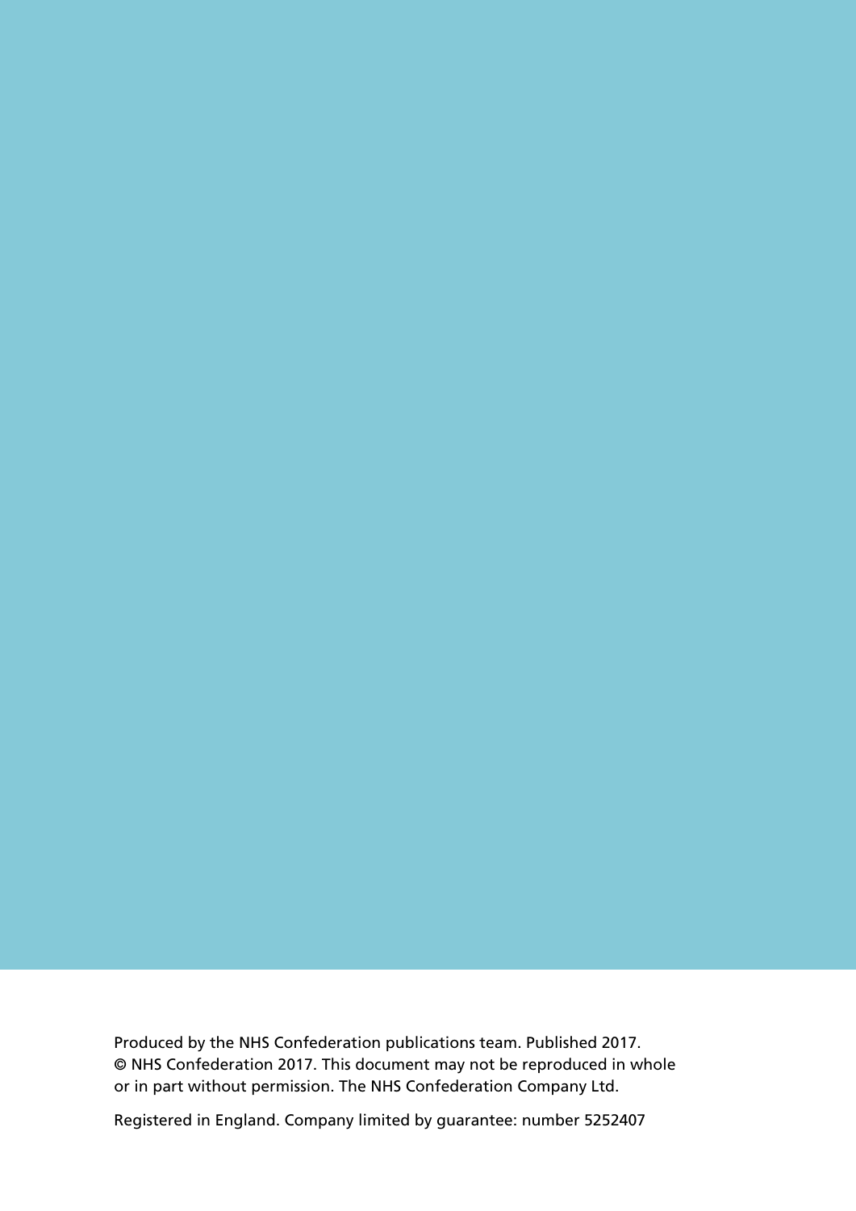Produced by the NHS Confederation publications team. Published 2017.
© NHS Confederation 2017. This document may not be reproduced in whole or in part without permission. The NHS Confederation Company Ltd.

Registered in England. Company limited by guarantee: number 5252407